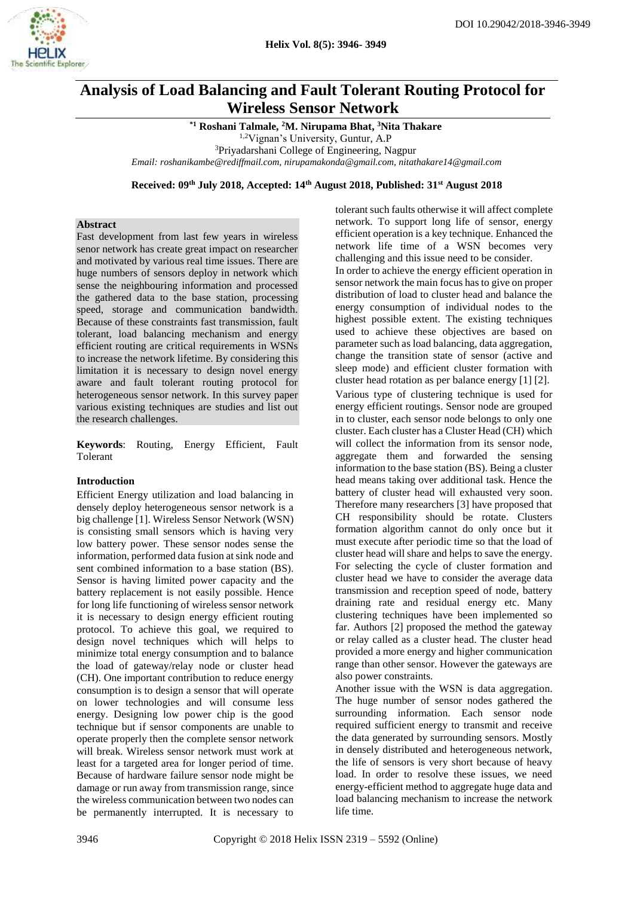# Analysis of Load Balancing and Fault Tolerant Routing Protocol for Wireless Sensor Network

**[*1] Roshani Talmale, [2]M. Nirupama Bhat, [3]Nita Thakare**

[1,2]Vignan's University, Guntur, A.P

[3]Priyadarshani College of Engineering, Nagpur

*Email: roshanikambe@rediffmail.com, nirupamakonda@gmail.com, nitathakare14@gmail.com*

**Received: 09th July 2018, Accepted: 14th August 2018, Published: 31st August 2018**

**Abstract**

Fast development from last few years in wireless senor network has create great impact on researcher and motivated by various real time issues. There are huge numbers of sensors deploy in network which sense the neighbouring information and processed the gathered data to the base station, processing speed, storage and communication bandwidth. Because of these constraints fast transmission, fault tolerant, load balancing mechanism and energy efficient routing are critical requirements in WSNs to increase the network lifetime. By considering this limitation it is necessary to design novel energy aware and fault tolerant routing protocol for heterogeneous sensor network. In this survey paper various existing techniques are studies and list out the research challenges.

**Keywords**: Routing, Energy Efficient, Fault Tolerant

## Introduction

Efficient Energy utilization and load balancing in densely deploy heterogeneous sensor network is a big challenge [1]. Wireless Sensor Network (WSN) is consisting small sensors which is having very low battery power. These sensor nodes sense the information, performed data fusion at sink node and sent combined information to a base station (BS). Sensor is having limited power capacity and the battery replacement is not easily possible. Hence for long life functioning of wireless sensor network it is necessary to design energy efficient routing protocol. To achieve this goal, we required to design novel techniques which will helps to minimize total energy consumption and to balance the load of gateway/relay node or cluster head (CH). One important contribution to reduce energy consumption is to design a sensor that will operate on lower technologies and will consume less energy. Designing low power chip is the good technique but if sensor components are unable to operate properly then the complete sensor network will break. Wireless sensor network must work at least for a targeted area for longer period of time. Because of hardware failure sensor node might be damage or run away from transmission range, since the wireless communication between two nodes can be permanently interrupted. It is necessary to tolerant such faults otherwise it will affect complete network. To support long life of sensor, energy efficient operation is a key technique. Enhanced the network life time of a WSN becomes very challenging and this issue need to be consider.

In order to achieve the energy efficient operation in sensor network the main focus has to give on proper distribution of load to cluster head and balance the energy consumption of individual nodes to the highest possible extent. The existing techniques used to achieve these objectives are based on parameter such as load balancing, data aggregation, change the transition state of sensor (active and sleep mode) and efficient cluster formation with cluster head rotation as per balance energy [1] [2].

Various type of clustering technique is used for energy efficient routings. Sensor node are grouped in to cluster, each sensor node belongs to only one cluster. Each cluster has a Cluster Head (CH) which will collect the information from its sensor node, aggregate them and forwarded the sensing information to the base station (BS). Being a cluster head means taking over additional task. Hence the battery of cluster head will exhausted very soon. Therefore many researchers [3] have proposed that CH responsibility should be rotate. Clusters formation algorithm cannot do only once but it must execute after periodic time so that the load of cluster head will share and helps to save the energy. For selecting the cycle of cluster formation and cluster head we have to consider the average data transmission and reception speed of node, battery draining rate and residual energy etc. Many clustering techniques have been implemented so far. Authors [2] proposed the method the gateway or relay called as a cluster head. The cluster head provided a more energy and higher communication range than other sensor. However the gateways are also power constraints.

Another issue with the WSN is data aggregation. The huge number of sensor nodes gathered the surrounding information. Each sensor node required sufficient energy to transmit and receive the data generated by surrounding sensors. Mostly in densely distributed and heterogeneous network, the life of sensors is very short because of heavy load. In order to resolve these issues, we need energy-efficient method to aggregate huge data and load balancing mechanism to increase the network life time.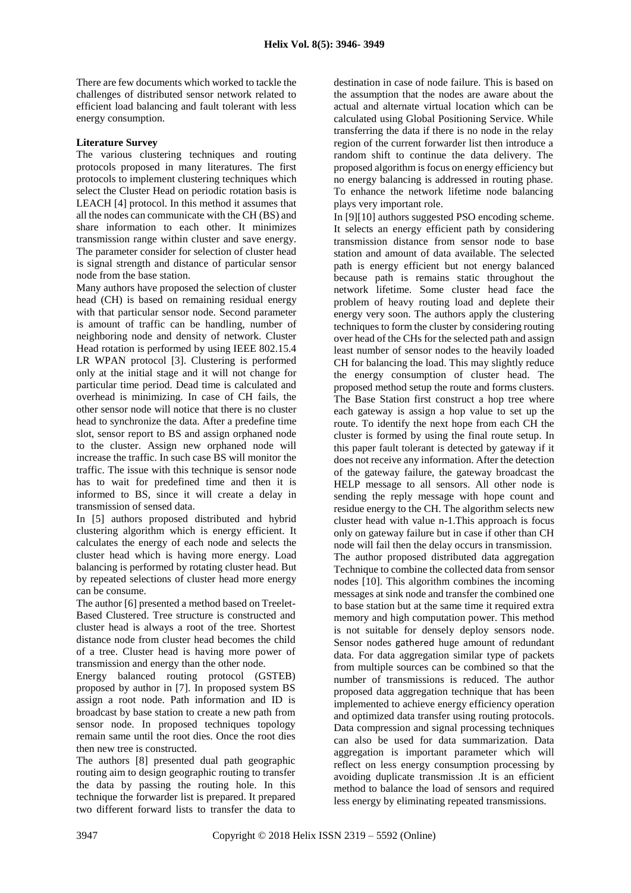There are few documents which worked to tackle the challenges of distributed sensor network related to efficient load balancing and fault tolerant with less energy consumption.

**Literature Survey**

The various clustering techniques and routing protocols proposed in many literatures. The first protocols to implement clustering techniques which select the Cluster Head on periodic rotation basis is LEACH [4] protocol. In this method it assumes that all the nodes can communicate with the CH (BS) and share information to each other. It minimizes transmission range within cluster and save energy. The parameter consider for selection of cluster head is signal strength and distance of particular sensor node from the base station.

Many authors have proposed the selection of cluster head (CH) is based on remaining residual energy with that particular sensor node. Second parameter is amount of traffic can be handling, number of neighboring node and density of network. Cluster Head rotation is performed by using IEEE 802.15.4 LR WPAN protocol [3]. Clustering is performed only at the initial stage and it will not change for particular time period. Dead time is calculated and overhead is minimizing. In case of CH fails, the other sensor node will notice that there is no cluster head to synchronize the data. After a predefine time slot, sensor report to BS and assign orphaned node to the cluster. Assign new orphaned node will increase the traffic. In such case BS will monitor the traffic. The issue with this technique is sensor node has to wait for predefined time and then it is informed to BS, since it will create a delay in transmission of sensed data.

In [5] authors proposed distributed and hybrid clustering algorithm which is energy efficient. It calculates the energy of each node and selects the cluster head which is having more energy. Load balancing is performed by rotating cluster head. But by repeated selections of cluster head more energy can be consume.

The author [6] presented a method based on Treelet-Based Clustered. Tree structure is constructed and cluster head is always a root of the tree. Shortest distance node from cluster head becomes the child of a tree. Cluster head is having more power of transmission and energy than the other node.

Energy balanced routing protocol (GSTEB) proposed by author in [7]. In proposed system BS assign a root node. Path information and ID is broadcast by base station to create a new path from sensor node. In proposed techniques topology remain same until the root dies. Once the root dies then new tree is constructed.

The authors [8] presented dual path geographic routing aim to design geographic routing to transfer the data by passing the routing hole. In this technique the forwarder list is prepared. It prepared two different forward lists to transfer the data to destination in case of node failure. This is based on the assumption that the nodes are aware about the actual and alternate virtual location which can be calculated using Global Positioning Service. While transferring the data if there is no node in the relay region of the current forwarder list then introduce a random shift to continue the data delivery. The proposed algorithm is focus on energy efficiency but no energy balancing is addressed in routing phase. To enhance the network lifetime node balancing plays very important role.

In [9][10] authors suggested PSO encoding scheme. It selects an energy efficient path by considering transmission distance from sensor node to base station and amount of data available. The selected path is energy efficient but not energy balanced because path is remains static throughout the network lifetime. Some cluster head face the problem of heavy routing load and deplete their energy very soon. The authors apply the clustering techniques to form the cluster by considering routing over head of the CHs for the selected path and assign least number of sensor nodes to the heavily loaded CH for balancing the load. This may slightly reduce the energy consumption of cluster head. The proposed method setup the route and forms clusters. The Base Station first construct a hop tree where each gateway is assign a hop value to set up the route. To identify the next hope from each CH the cluster is formed by using the final route setup. In this paper fault tolerant is detected by gateway if it does not receive any information. After the detection of the gateway failure, the gateway broadcast the HELP message to all sensors. All other node is sending the reply message with hope count and residue energy to the CH. The algorithm selects new cluster head with value n-1.This approach is focus only on gateway failure but in case if other than CH node will fail then the delay occurs in transmission.

The author proposed distributed data aggregation Technique to combine the collected data from sensor nodes [10]. This algorithm combines the incoming messages at sink node and transfer the combined one to base station but at the same time it required extra memory and high computation power. This method is not suitable for densely deploy sensors node. Sensor nodes gathered huge amount of redundant data. For data aggregation similar type of packets from multiple sources can be combined so that the number of transmissions is reduced. The author proposed data aggregation technique that has been implemented to achieve energy efficiency operation and optimized data transfer using routing protocols. Data compression and signal processing techniques can also be used for data summarization. Data aggregation is important parameter which will reflect on less energy consumption processing by avoiding duplicate transmission .It is an efficient method to balance the load of sensors and required less energy by eliminating repeated transmissions.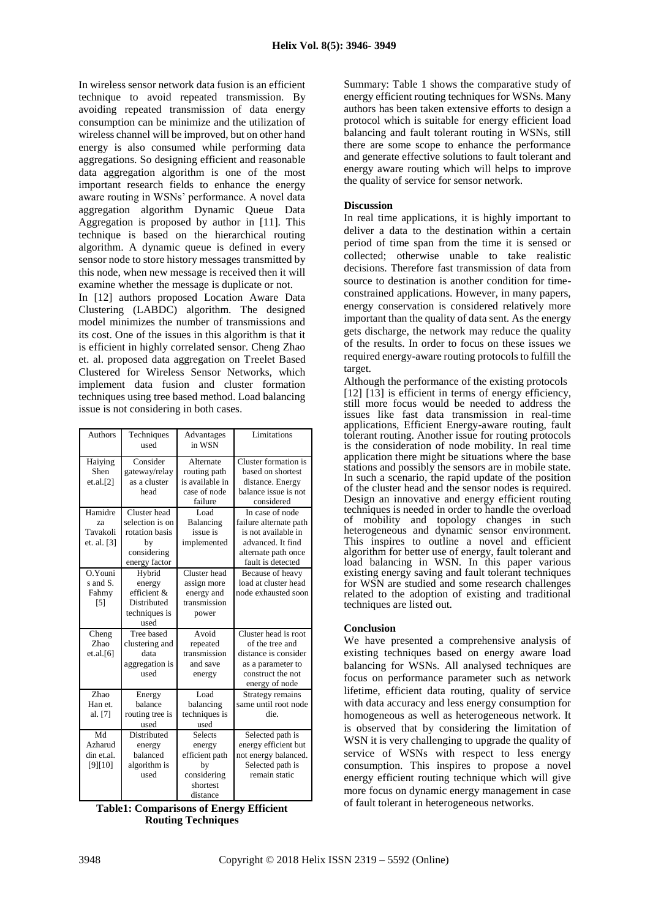In wireless sensor network data fusion is an efficient technique to avoid repeated transmission. By avoiding repeated transmission of data energy consumption can be minimize and the utilization of wireless channel will be improved, but on other hand energy is also consumed while performing data aggregations. So designing efficient and reasonable data aggregation algorithm is one of the most important research fields to enhance the energy aware routing in WSNs' performance. A novel data aggregation algorithm Dynamic Queue Data Aggregation is proposed by author in [11]. This technique is based on the hierarchical routing algorithm. A dynamic queue is defined in every sensor node to store history messages transmitted by this node, when new message is received then it will examine whether the message is duplicate or not.

In [12] authors proposed Location Aware Data Clustering (LABDC) algorithm. The designed model minimizes the number of transmissions and its cost. One of the issues in this algorithm is that it is efficient in highly correlated sensor. Cheng Zhao et. al. proposed data aggregation on Treelet Based Clustered for Wireless Sensor Networks, which implement data fusion and cluster formation techniques using tree based method. Load balancing issue is not considering in both cases.

| Authors | Techniques used | Advantages in WSN | Limitations |
|---|---|---|---|
| Haiying Shen et.al.[2] | Consider gateway/relay as a cluster head | Alternate routing path is available in case of node failure | Cluster formation is based on shortest distance. Energy balance issue is not considered |
| Hamidreza Tavakoli et. al. [3] | Cluster head selection is on rotation basis by considering energy factor | Load Balancing issue is implemented | In case of node failure alternate path is not available in advanced. It find alternate path once fault is detected |
| O.Younis and S. Fahmy [5] | Hybrid energy efficient & Distributed techniques is used | Cluster head assign more energy and transmission power | Because of heavy load at cluster head node exhausted soon |
| Cheng Zhao et.al.[6] | Tree based clustering and data aggregation is used | Avoid repeated transmission and save energy | Cluster head is root of the tree and distance is consider as a parameter to construct the not energy of node |
| Zhao Han et. al. [7] | Energy balance routing tree is used | Load balancing techniques is used | Strategy remains same until root node die. |
| Md Azharud din et.al. [9][10] | Distributed energy balanced algorithm is used | Selects energy efficient path by considering shortest distance | Selected path is energy efficient but not energy balanced. Selected path is remain static |

**Table1: Comparisons of Energy Efficient Routing Techniques**

Summary: Table 1 shows the comparative study of energy efficient routing techniques for WSNs. Many authors has been taken extensive efforts to design a protocol which is suitable for energy efficient load balancing and fault tolerant routing in WSNs, still there are some scope to enhance the performance and generate effective solutions to fault tolerant and energy aware routing which will helps to improve the quality of service for sensor network.

**Discussion**

In real time applications, it is highly important to deliver a data to the destination within a certain period of time span from the time it is sensed or collected; otherwise unable to take realistic decisions. Therefore fast transmission of data from source to destination is another condition for time-constrained applications. However, in many papers, energy conservation is considered relatively more important than the quality of data sent. As the energy gets discharge, the network may reduce the quality of the results. In order to focus on these issues we required energy-aware routing protocols to fulfill the target.

Although the performance of the existing protocols [12] [13] is efficient in terms of energy efficiency, still more focus would be needed to address the issues like fast data transmission in real-time applications, Efficient Energy-aware routing, fault tolerant routing. Another issue for routing protocols is the consideration of node mobility. In real time application there might be situations where the base stations and possibly the sensors are in mobile state. In such a scenario, the rapid update of the position of the cluster head and the sensor nodes is required. Design an innovative and energy efficient routing techniques is needed in order to handle the overload of mobility and topology changes in such heterogeneous and dynamic sensor environment. This inspires to outline a novel and efficient algorithm for better use of energy, fault tolerant and load balancing in WSN. In this paper various existing energy saving and fault tolerant techniques for WSN are studied and some research challenges related to the adoption of existing and traditional techniques are listed out.

**Conclusion**

We have presented a comprehensive analysis of existing techniques based on energy aware load balancing for WSNs. All analysed techniques are focus on performance parameter such as network lifetime, efficient data routing, quality of service with data accuracy and less energy consumption for homogeneous as well as heterogeneous network. It is observed that by considering the limitation of WSN it is very challenging to upgrade the quality of service of WSNs with respect to less energy consumption. This inspires to propose a novel energy efficient routing technique which will give more focus on dynamic energy management in case of fault tolerant in heterogeneous networks.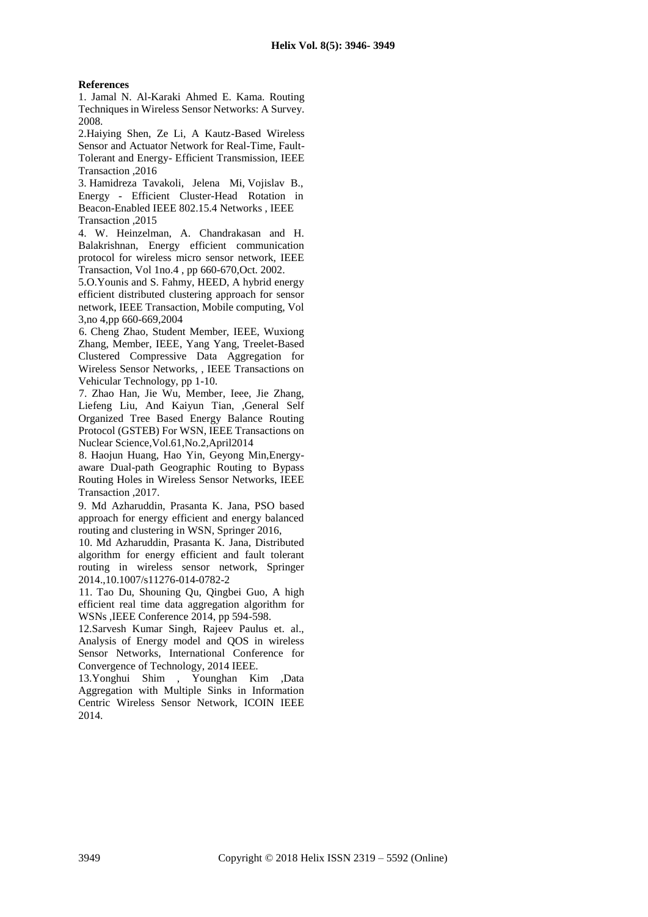**References**

1. Jamal N. Al-Karaki Ahmed E. Kama. Routing Techniques in Wireless Sensor Networks: A Survey. 2008.

2.Haiying Shen, Ze Li, A Kautz-Based Wireless Sensor and Actuator Network for Real-Time, Fault-Tolerant and Energy- Efficient Transmission, IEEE Transaction ,2016

3. Hamidreza Tavakoli, Jelena Mi, Vojislav B., Energy - Efficient Cluster-Head Rotation in Beacon-Enabled IEEE 802.15.4 Networks , IEEE Transaction ,2015

4. W. Heinzelman, A. Chandrakasan and H. Balakrishnan, Energy efficient communication protocol for wireless micro sensor network, IEEE Transaction, Vol 1no.4 , pp 660-670,Oct. 2002.

5.O.Younis and S. Fahmy, HEED, A hybrid energy efficient distributed clustering approach for sensor network, IEEE Transaction, Mobile computing, Vol 3,no 4,pp 660-669,2004

6. Cheng Zhao, Student Member, IEEE, Wuxiong Zhang, Member, IEEE, Yang Yang, Treelet-Based Clustered Compressive Data Aggregation for Wireless Sensor Networks, , IEEE Transactions on Vehicular Technology, pp 1-10.

7. Zhao Han, Jie Wu, Member, Ieee, Jie Zhang, Liefeng Liu, And Kaiyun Tian, ,General Self Organized Tree Based Energy Balance Routing Protocol (GSTEB) For WSN, IEEE Transactions on Nuclear Science,Vol.61,No.2,April2014

8. Haojun Huang, Hao Yin, Geyong Min,Energy-aware Dual-path Geographic Routing to Bypass Routing Holes in Wireless Sensor Networks, IEEE Transaction ,2017.

9. Md Azharuddin, Prasanta K. Jana, PSO based approach for energy efficient and energy balanced routing and clustering in WSN, Springer 2016,

10. Md Azharuddin, Prasanta K. Jana, Distributed algorithm for energy efficient and fault tolerant routing in wireless sensor network, Springer 2014.,10.1007/s11276-014-0782-2

11. Tao Du, Shouning Qu, Qingbei Guo, A high efficient real time data aggregation algorithm for WSNs ,IEEE Conference 2014, pp 594-598.

12.Sarvesh Kumar Singh, Rajeev Paulus et. al., Analysis of Energy model and QOS in wireless Sensor Networks, International Conference for Convergence of Technology, 2014 IEEE.

13.Yonghui Shim , Younghan Kim ,Data Aggregation with Multiple Sinks in Information Centric Wireless Sensor Network, ICOIN IEEE 2014.